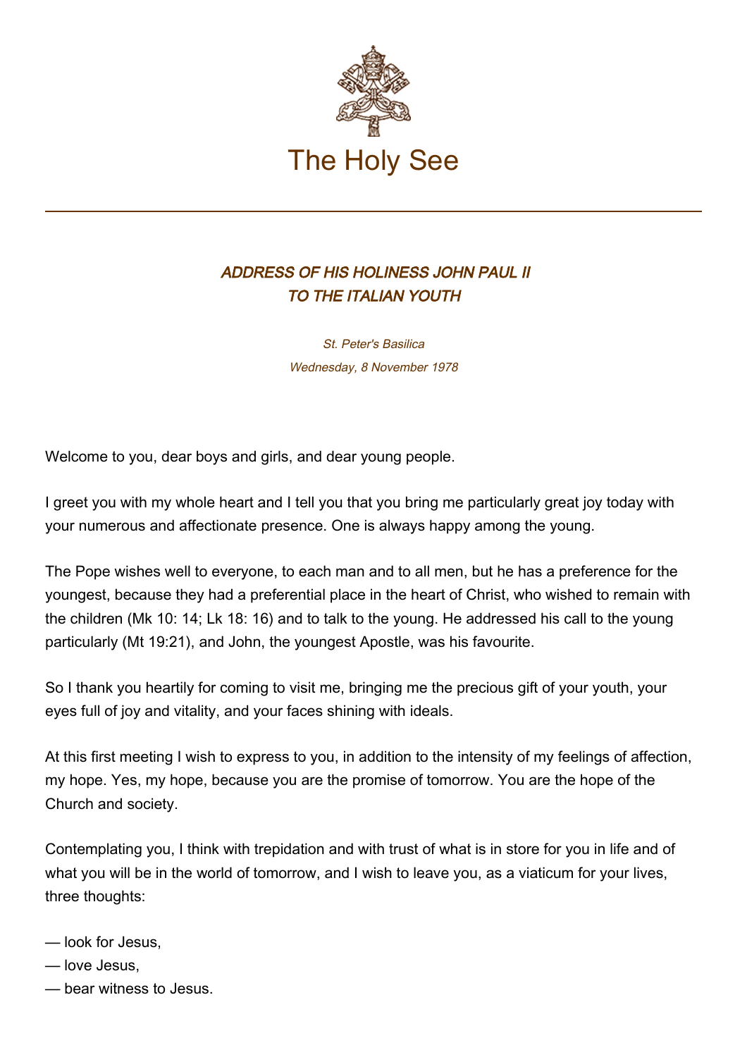# The Holy See

## *ADDRESS OF HIS HOLINESS JOHN PAUL II TO THE ITALIAN YOUTH*

*St. Peter's Basilica*
*Wednesday, 8 November 1978*

Welcome to you, dear boys and girls, and dear young people.

I greet you with my whole heart and I tell you that you bring me particularly great joy today with your numerous and affectionate presence. One is always happy among the young.

The Pope wishes well to everyone, to each man and to all men, but he has a preference for the youngest, because they had a preferential place in the heart of Christ, who wished to remain with the children (Mk 10: 14; Lk 18: 16) and to talk to the young. He addressed his call to the young particularly (Mt 19:21), and John, the youngest Apostle, was his favourite.

So I thank you heartily for coming to visit me, bringing me the precious gift of your youth, your eyes full of joy and vitality, and your faces shining with ideals.

At this first meeting I wish to express to you, in addition to the intensity of my feelings of affection, my hope. Yes, my hope, because you are the promise of tomorrow. You are the hope of the Church and society.

Contemplating you, I think with trepidation and with trust of what is in store for you in life and of what you will be in the world of tomorrow, and I wish to leave you, as a viaticum for your lives, three thoughts:

— look for Jesus,
— love Jesus,
— bear witness to Jesus.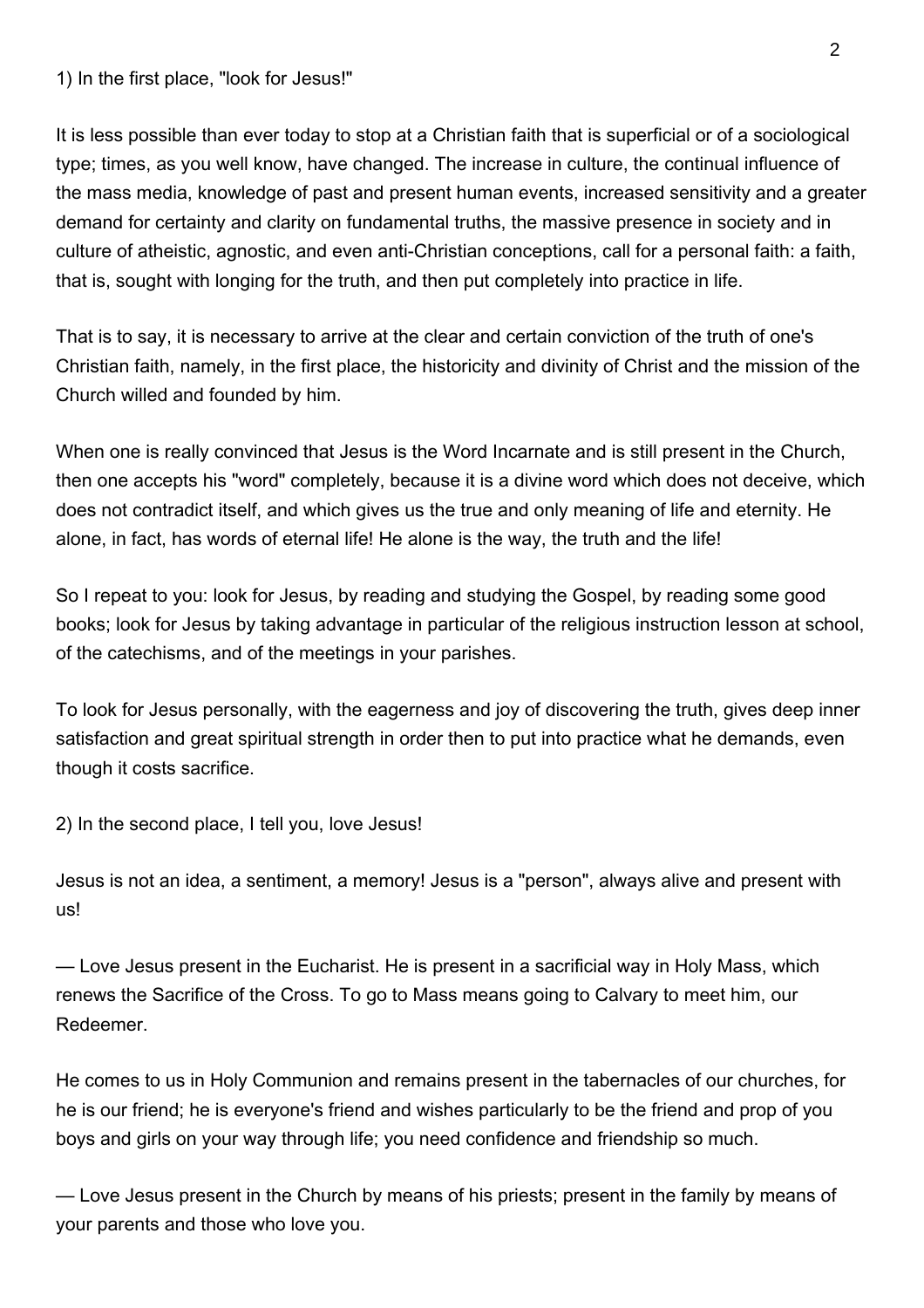1) In the first place, "look for Jesus!"

It is less possible than ever today to stop at a Christian faith that is superficial or of a sociological type; times, as you well know, have changed. The increase in culture, the continual influence of the mass media, knowledge of past and present human events, increased sensitivity and a greater demand for certainty and clarity on fundamental truths, the massive presence in society and in culture of atheistic, agnostic, and even anti-Christian conceptions, call for a personal faith: a faith, that is, sought with longing for the truth, and then put completely into practice in life.

That is to say, it is necessary to arrive at the clear and certain conviction of the truth of one's Christian faith, namely, in the first place, the historicity and divinity of Christ and the mission of the Church willed and founded by him.

When one is really convinced that Jesus is the Word Incarnate and is still present in the Church, then one accepts his "word" completely, because it is a divine word which does not deceive, which does not contradict itself, and which gives us the true and only meaning of life and eternity. He alone, in fact, has words of eternal life! He alone is the way, the truth and the life!

So I repeat to you: look for Jesus, by reading and studying the Gospel, by reading some good books; look for Jesus by taking advantage in particular of the religious instruction lesson at school, of the catechisms, and of the meetings in your parishes.

To look for Jesus personally, with the eagerness and joy of discovering the truth, gives deep inner satisfaction and great spiritual strength in order then to put into practice what he demands, even though it costs sacrifice.

2) In the second place, I tell you, love Jesus!

Jesus is not an idea, a sentiment, a memory! Jesus is a "person", always alive and present with us!

— Love Jesus present in the Eucharist. He is present in a sacrificial way in Holy Mass, which renews the Sacrifice of the Cross. To go to Mass means going to Calvary to meet him, our Redeemer.

He comes to us in Holy Communion and remains present in the tabernacles of our churches, for he is our friend; he is everyone's friend and wishes particularly to be the friend and prop of you boys and girls on your way through life; you need confidence and friendship so much.

— Love Jesus present in the Church by means of his priests; present in the family by means of your parents and those who love you.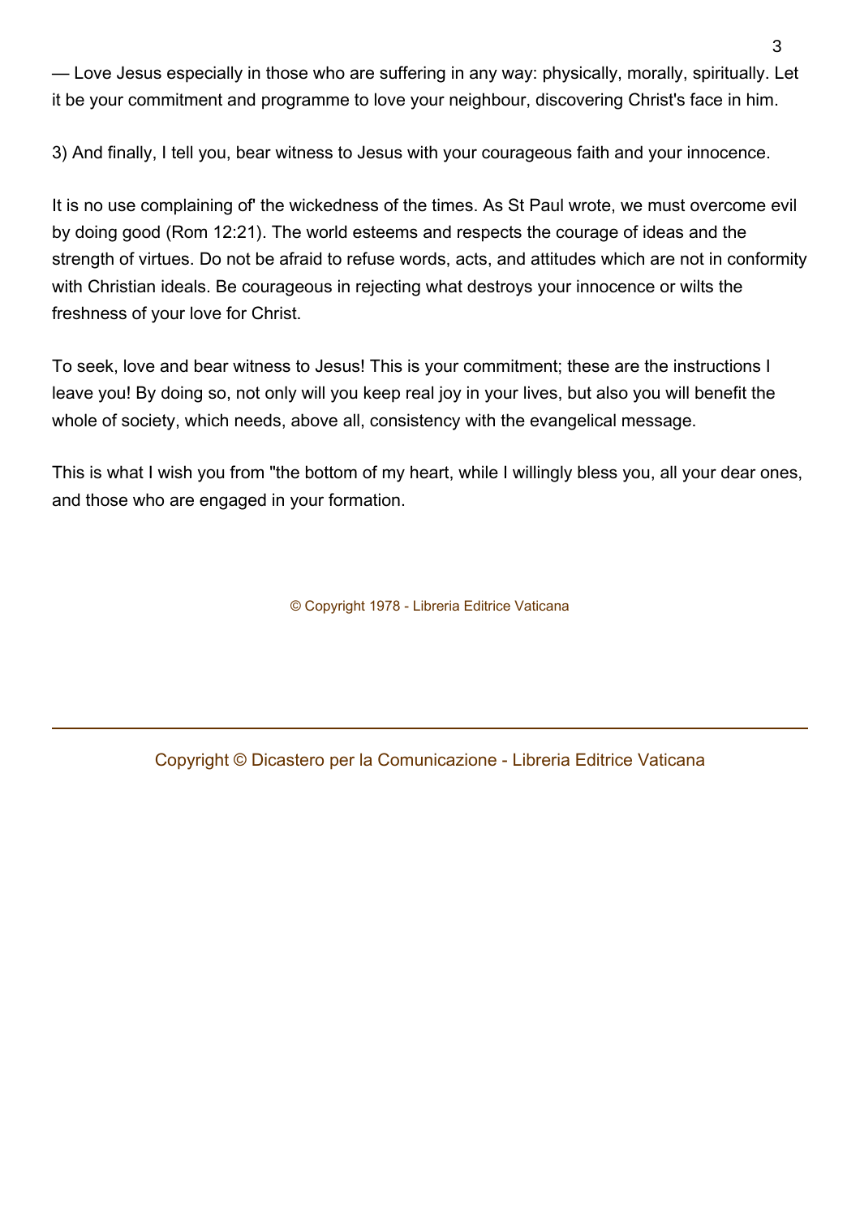— Love Jesus especially in those who are suffering in any way: physically, morally, spiritually. Let it be your commitment and programme to love your neighbour, discovering Christ's face in him.

3) And finally, I tell you, bear witness to Jesus with your courageous faith and your innocence.

It is no use complaining of' the wickedness of the times. As St Paul wrote, we must overcome evil by doing good (Rom 12:21). The world esteems and respects the courage of ideas and the strength of virtues. Do not be afraid to refuse words, acts, and attitudes which are not in conformity with Christian ideals. Be courageous in rejecting what destroys your innocence or wilts the freshness of your love for Christ.

To seek, love and bear witness to Jesus! This is your commitment; these are the instructions I leave you! By doing so, not only will you keep real joy in your lives, but also you will benefit the whole of society, which needs, above all, consistency with the evangelical message.

This is what I wish you from "the bottom of my heart, while I willingly bless you, all your dear ones, and those who are engaged in your formation.

© Copyright 1978 - Libreria Editrice Vaticana

---

Copyright © Dicastero per la Comunicazione - Libreria Editrice Vaticana